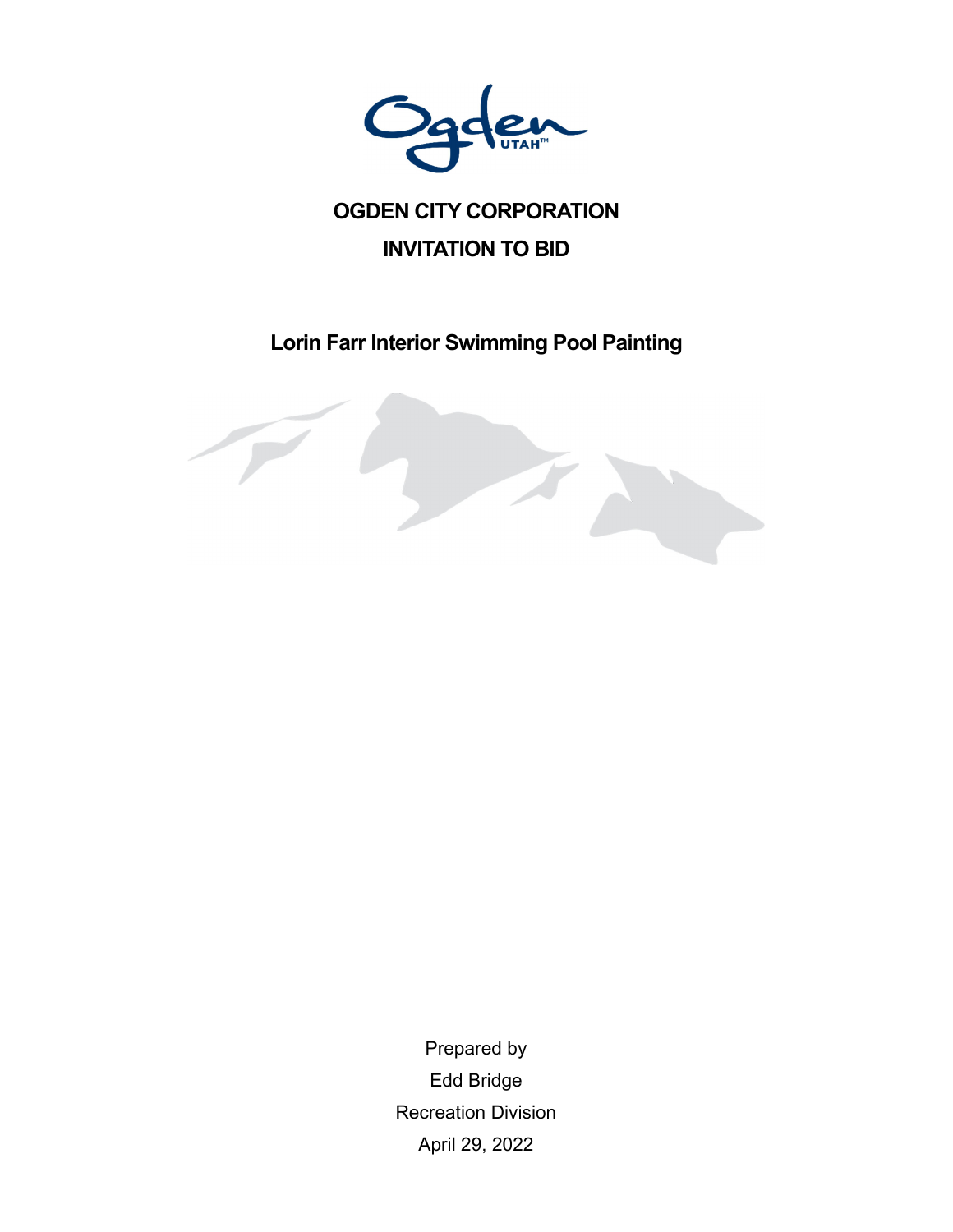Ogden UTAH™

# OGDEN CITY CORPORATION

# INVITATION TO BID

## Lorin Farr Interior Swimming Pool Painting

Prepared by

Edd Bridge

Recreation Division

April 29, 2022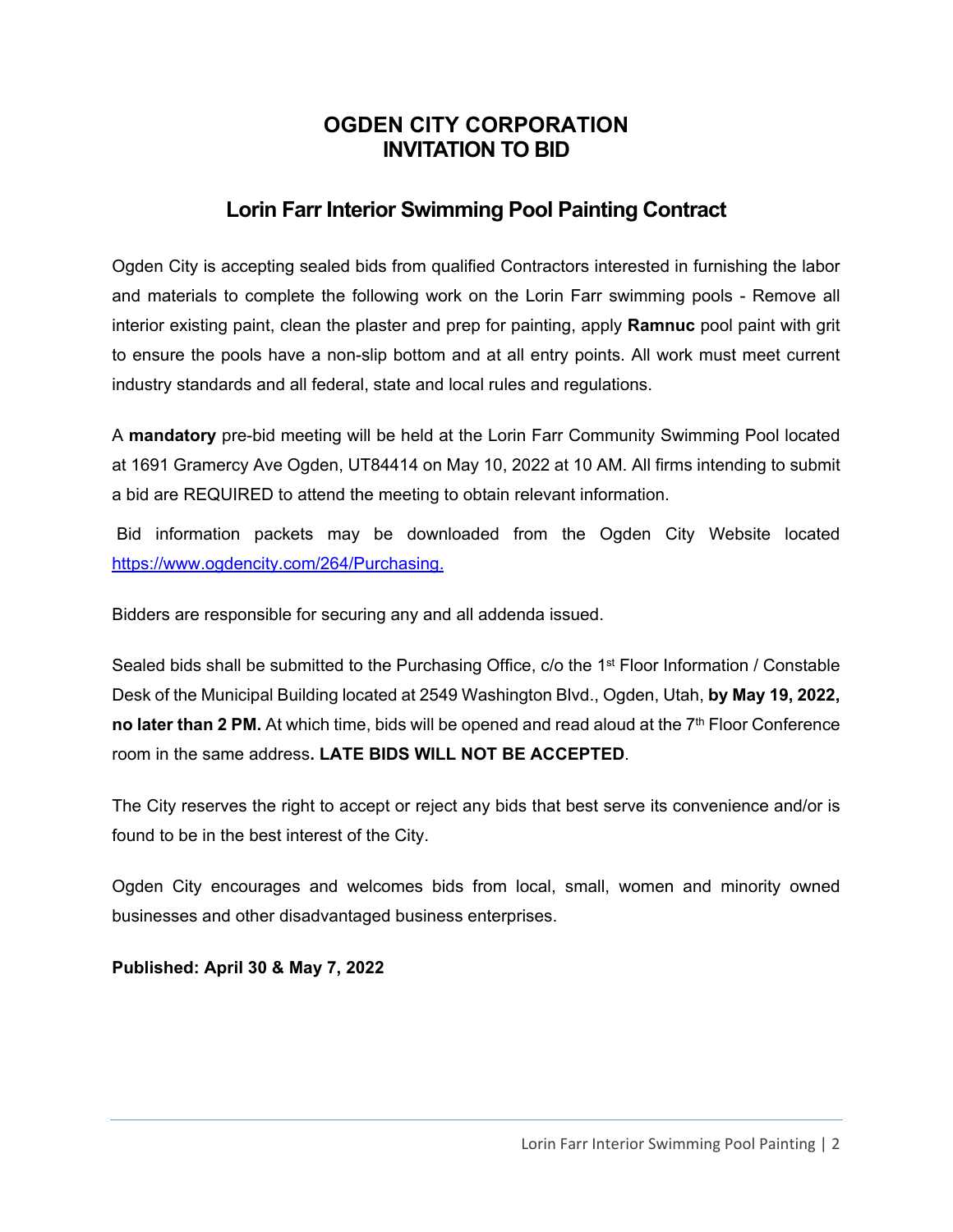# OGDEN CITY CORPORATION
# INVITATION TO BID

## Lorin Farr Interior Swimming Pool Painting Contract

Ogden City is accepting sealed bids from qualified Contractors interested in furnishing the labor and materials to complete the following work on the Lorin Farr swimming pools - Remove all interior existing paint, clean the plaster and prep for painting, apply **Ramnuc** pool paint with grit to ensure the pools have a non-slip bottom and at all entry points. All work must meet current industry standards and all federal, state and local rules and regulations.

A **mandatory** pre-bid meeting will be held at the Lorin Farr Community Swimming Pool located at 1691 Gramercy Ave Ogden, UT84414 on May 10, 2022 at 10 AM. All firms intending to submit a bid are REQUIRED to attend the meeting to obtain relevant information.

Bid information packets may be downloaded from the Ogden City Website located https://www.ogdencity.com/264/Purchasing.

Bidders are responsible for securing any and all addenda issued.

Sealed bids shall be submitted to the Purchasing Office, c/o the 1st Floor Information / Constable Desk of the Municipal Building located at 2549 Washington Blvd., Ogden, Utah, **by May 19, 2022, no later than 2 PM.** At which time, bids will be opened and read aloud at the 7th Floor Conference room in the same address**. LATE BIDS WILL NOT BE ACCEPTED**.

The City reserves the right to accept or reject any bids that best serve its convenience and/or is found to be in the best interest of the City.

Ogden City encourages and welcomes bids from local, small, women and minority owned businesses and other disadvantaged business enterprises.

**Published: April 30 & May 7, 2022**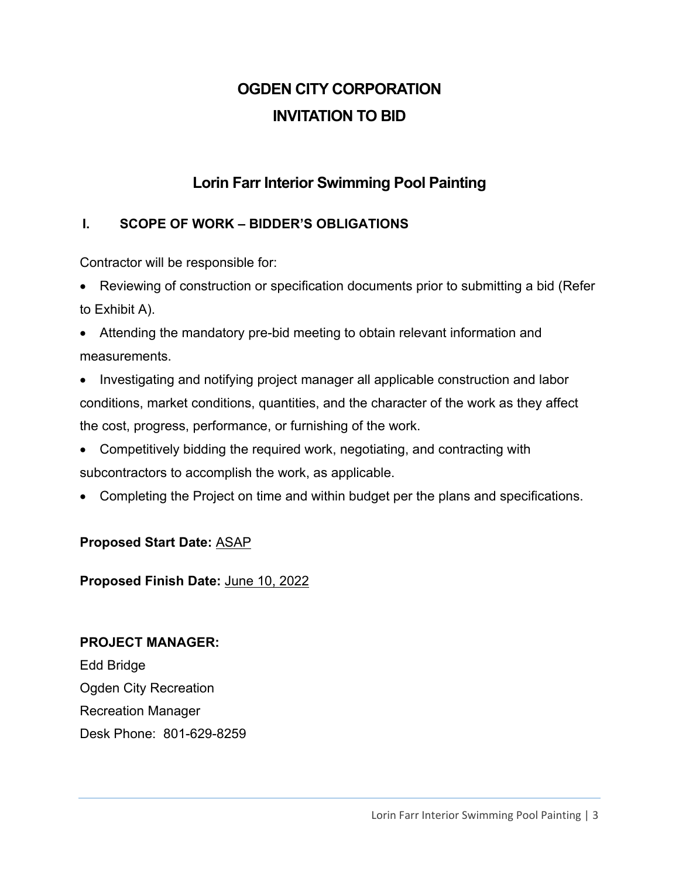# OGDEN CITY CORPORATION
# INVITATION TO BID

## Lorin Farr Interior Swimming Pool Painting

### I. SCOPE OF WORK – BIDDER'S OBLIGATIONS

Contractor will be responsible for:

- Reviewing of construction or specification documents prior to submitting a bid (Refer to Exhibit A).
- Attending the mandatory pre-bid meeting to obtain relevant information and measurements.
- Investigating and notifying project manager all applicable construction and labor conditions, market conditions, quantities, and the character of the work as they affect the cost, progress, performance, or furnishing of the work.
- Competitively bidding the required work, negotiating, and contracting with subcontractors to accomplish the work, as applicable.
- Completing the Project on time and within budget per the plans and specifications.

**Proposed Start Date:** ASAP

**Proposed Finish Date:** June 10, 2022

**PROJECT MANAGER:**
Edd Bridge
Ogden City Recreation
Recreation Manager
Desk Phone: 801-629-8259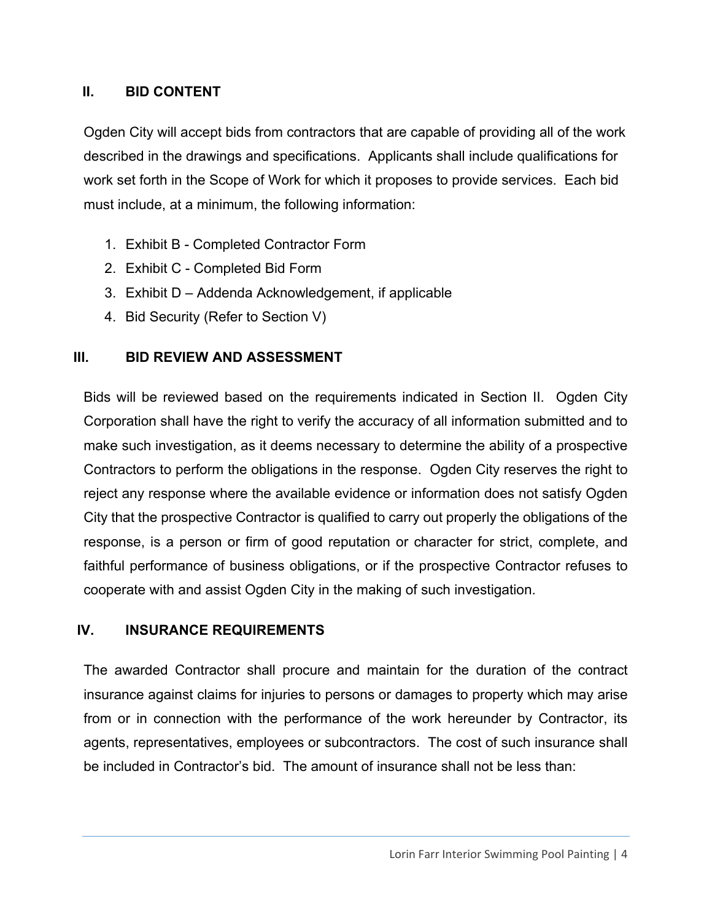## II. BID CONTENT

Ogden City will accept bids from contractors that are capable of providing all of the work described in the drawings and specifications. Applicants shall include qualifications for work set forth in the Scope of Work for which it proposes to provide services. Each bid must include, at a minimum, the following information:

1. Exhibit B - Completed Contractor Form
2. Exhibit C - Completed Bid Form
3. Exhibit D – Addenda Acknowledgement, if applicable
4. Bid Security (Refer to Section V)

## III. BID REVIEW AND ASSESSMENT

Bids will be reviewed based on the requirements indicated in Section II. Ogden City Corporation shall have the right to verify the accuracy of all information submitted and to make such investigation, as it deems necessary to determine the ability of a prospective Contractors to perform the obligations in the response. Ogden City reserves the right to reject any response where the available evidence or information does not satisfy Ogden City that the prospective Contractor is qualified to carry out properly the obligations of the response, is a person or firm of good reputation or character for strict, complete, and faithful performance of business obligations, or if the prospective Contractor refuses to cooperate with and assist Ogden City in the making of such investigation.

## IV. INSURANCE REQUIREMENTS

The awarded Contractor shall procure and maintain for the duration of the contract insurance against claims for injuries to persons or damages to property which may arise from or in connection with the performance of the work hereunder by Contractor, its agents, representatives, employees or subcontractors. The cost of such insurance shall be included in Contractor's bid. The amount of insurance shall not be less than: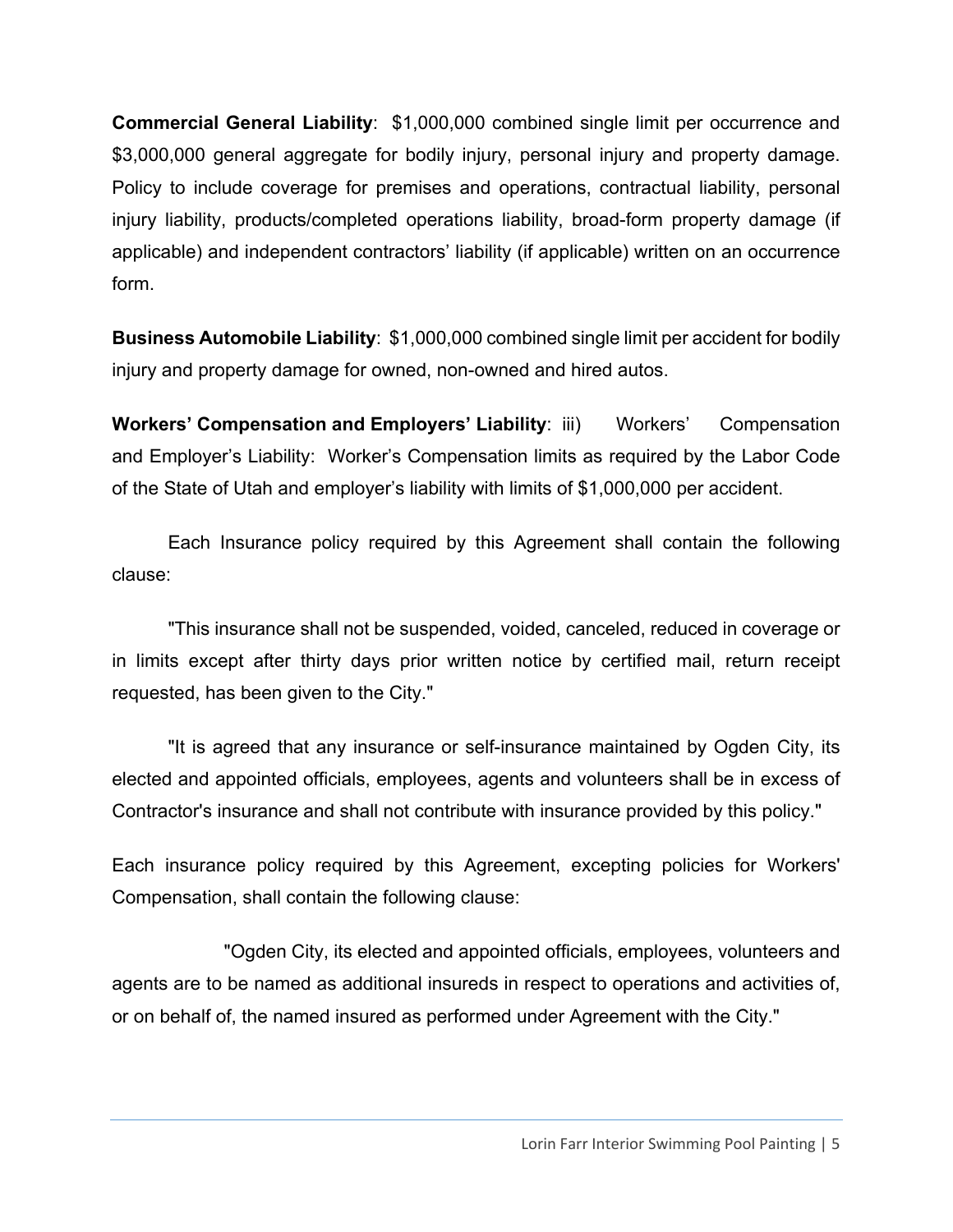**Commercial General Liability**: $1,000,000 combined single limit per occurrence and $3,000,000 general aggregate for bodily injury, personal injury and property damage. Policy to include coverage for premises and operations, contractual liability, personal injury liability, products/completed operations liability, broad-form property damage (if applicable) and independent contractors' liability (if applicable) written on an occurrence form.

**Business Automobile Liability**: $1,000,000 combined single limit per accident for bodily injury and property damage for owned, non-owned and hired autos.

**Workers' Compensation and Employers' Liability**: iii) Workers' Compensation and Employer's Liability: Worker's Compensation limits as required by the Labor Code of the State of Utah and employer's liability with limits of $1,000,000 per accident.

Each Insurance policy required by this Agreement shall contain the following clause:

"This insurance shall not be suspended, voided, canceled, reduced in coverage or in limits except after thirty days prior written notice by certified mail, return receipt requested, has been given to the City."

"It is agreed that any insurance or self-insurance maintained by Ogden City, its elected and appointed officials, employees, agents and volunteers shall be in excess of Contractor's insurance and shall not contribute with insurance provided by this policy."

Each insurance policy required by this Agreement, excepting policies for Workers' Compensation, shall contain the following clause:

"Ogden City, its elected and appointed officials, employees, volunteers and agents are to be named as additional insureds in respect to operations and activities of, or on behalf of, the named insured as performed under Agreement with the City."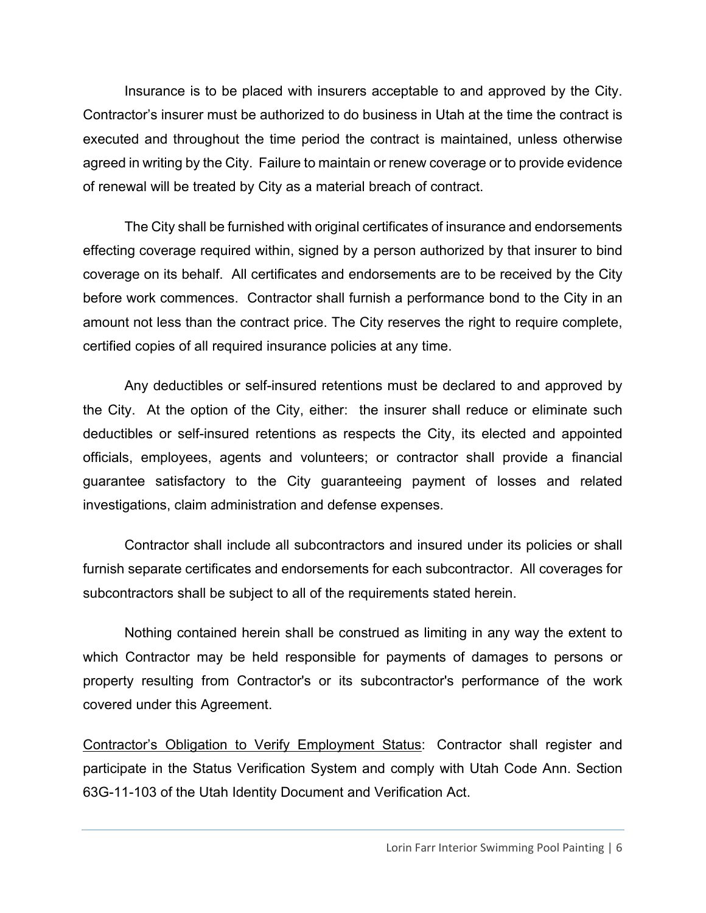Insurance is to be placed with insurers acceptable to and approved by the City. Contractor's insurer must be authorized to do business in Utah at the time the contract is executed and throughout the time period the contract is maintained, unless otherwise agreed in writing by the City. Failure to maintain or renew coverage or to provide evidence of renewal will be treated by City as a material breach of contract.

The City shall be furnished with original certificates of insurance and endorsements effecting coverage required within, signed by a person authorized by that insurer to bind coverage on its behalf. All certificates and endorsements are to be received by the City before work commences. Contractor shall furnish a performance bond to the City in an amount not less than the contract price. The City reserves the right to require complete, certified copies of all required insurance policies at any time.

Any deductibles or self-insured retentions must be declared to and approved by the City. At the option of the City, either: the insurer shall reduce or eliminate such deductibles or self-insured retentions as respects the City, its elected and appointed officials, employees, agents and volunteers; or contractor shall provide a financial guarantee satisfactory to the City guaranteeing payment of losses and related investigations, claim administration and defense expenses.

Contractor shall include all subcontractors and insured under its policies or shall furnish separate certificates and endorsements for each subcontractor. All coverages for subcontractors shall be subject to all of the requirements stated herein.

Nothing contained herein shall be construed as limiting in any way the extent to which Contractor may be held responsible for payments of damages to persons or property resulting from Contractor's or its subcontractor's performance of the work covered under this Agreement.

<u>Contractor's Obligation to Verify Employment Status</u>: Contractor shall register and participate in the Status Verification System and comply with Utah Code Ann. Section 63G-11-103 of the Utah Identity Document and Verification Act.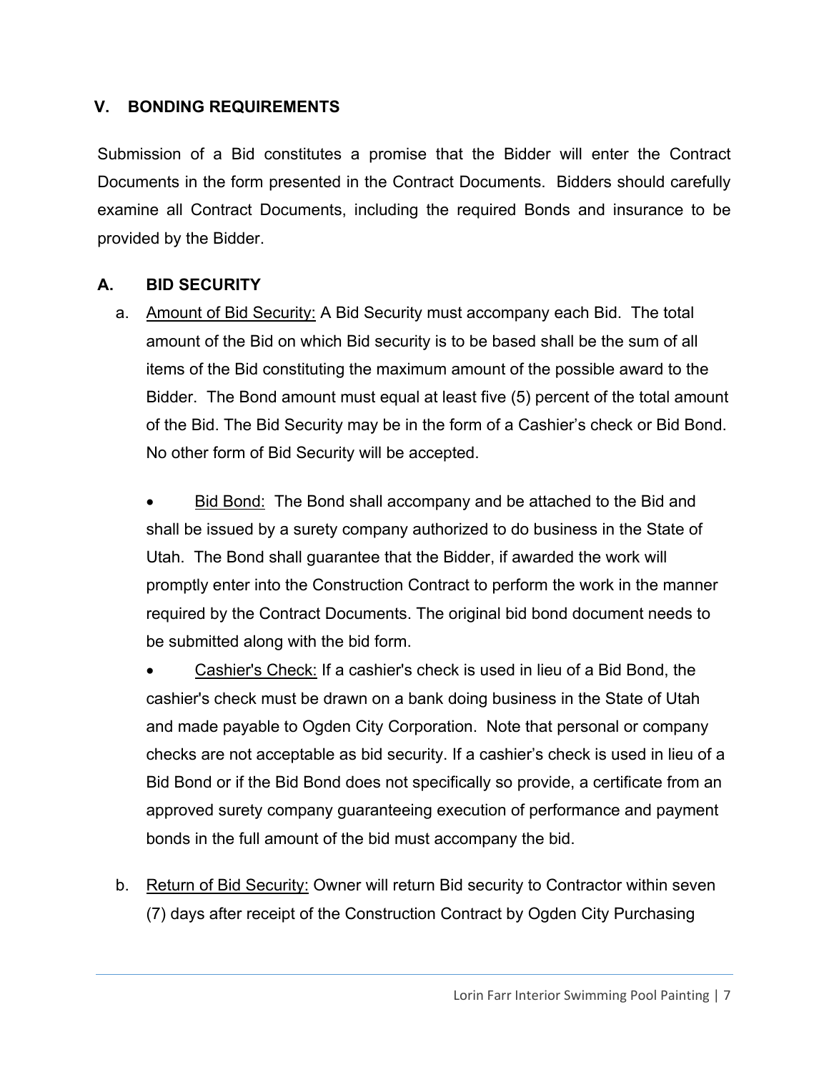## V. BONDING REQUIREMENTS

Submission of a Bid constitutes a promise that the Bidder will enter the Contract Documents in the form presented in the Contract Documents. Bidders should carefully examine all Contract Documents, including the required Bonds and insurance to be provided by the Bidder.

### A. BID SECURITY

a. Amount of Bid Security: A Bid Security must accompany each Bid. The total amount of the Bid on which Bid security is to be based shall be the sum of all items of the Bid constituting the maximum amount of the possible award to the Bidder. The Bond amount must equal at least five (5) percent of the total amount of the Bid. The Bid Security may be in the form of a Cashier's check or Bid Bond. No other form of Bid Security will be accepted.

- Bid Bond: The Bond shall accompany and be attached to the Bid and shall be issued by a surety company authorized to do business in the State of Utah. The Bond shall guarantee that the Bidder, if awarded the work will promptly enter into the Construction Contract to perform the work in the manner required by the Contract Documents. The original bid bond document needs to be submitted along with the bid form.
- Cashier's Check: If a cashier's check is used in lieu of a Bid Bond, the cashier's check must be drawn on a bank doing business in the State of Utah and made payable to Ogden City Corporation. Note that personal or company checks are not acceptable as bid security. If a cashier's check is used in lieu of a Bid Bond or if the Bid Bond does not specifically so provide, a certificate from an approved surety company guaranteeing execution of performance and payment bonds in the full amount of the bid must accompany the bid.

b. Return of Bid Security: Owner will return Bid security to Contractor within seven (7) days after receipt of the Construction Contract by Ogden City Purchasing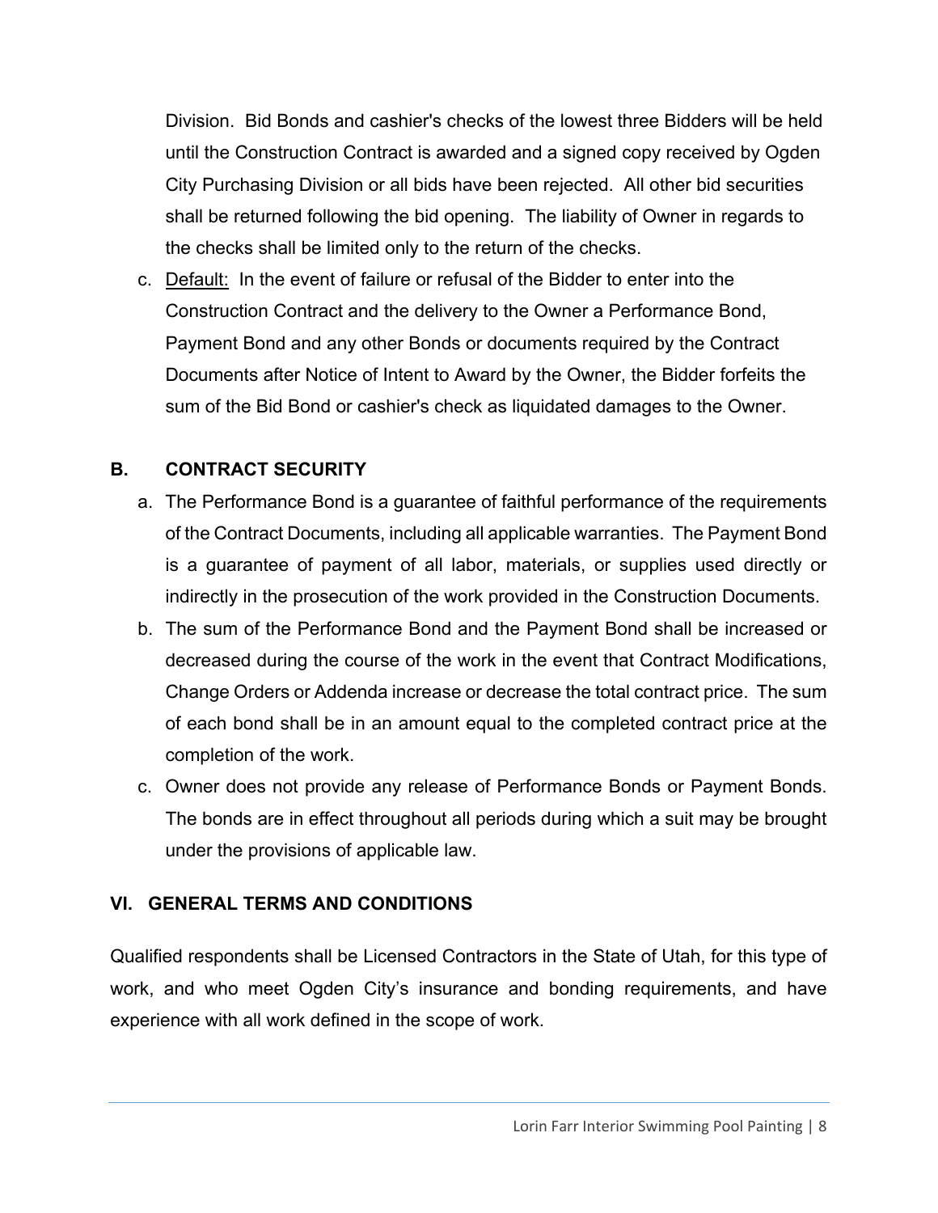Division. Bid Bonds and cashier's checks of the lowest three Bidders will be held until the Construction Contract is awarded and a signed copy received by Ogden City Purchasing Division or all bids have been rejected. All other bid securities shall be returned following the bid opening. The liability of Owner in regards to the checks shall be limited only to the return of the checks.

c. Default: In the event of failure or refusal of the Bidder to enter into the Construction Contract and the delivery to the Owner a Performance Bond, Payment Bond and any other Bonds or documents required by the Contract Documents after Notice of Intent to Award by the Owner, the Bidder forfeits the sum of the Bid Bond or cashier's check as liquidated damages to the Owner.

### B. CONTRACT SECURITY

a. The Performance Bond is a guarantee of faithful performance of the requirements of the Contract Documents, including all applicable warranties. The Payment Bond is a guarantee of payment of all labor, materials, or supplies used directly or indirectly in the prosecution of the work provided in the Construction Documents.

b. The sum of the Performance Bond and the Payment Bond shall be increased or decreased during the course of the work in the event that Contract Modifications, Change Orders or Addenda increase or decrease the total contract price. The sum of each bond shall be in an amount equal to the completed contract price at the completion of the work.

c. Owner does not provide any release of Performance Bonds or Payment Bonds. The bonds are in effect throughout all periods during which a suit may be brought under the provisions of applicable law.

## VI. GENERAL TERMS AND CONDITIONS

Qualified respondents shall be Licensed Contractors in the State of Utah, for this type of work, and who meet Ogden City's insurance and bonding requirements, and have experience with all work defined in the scope of work.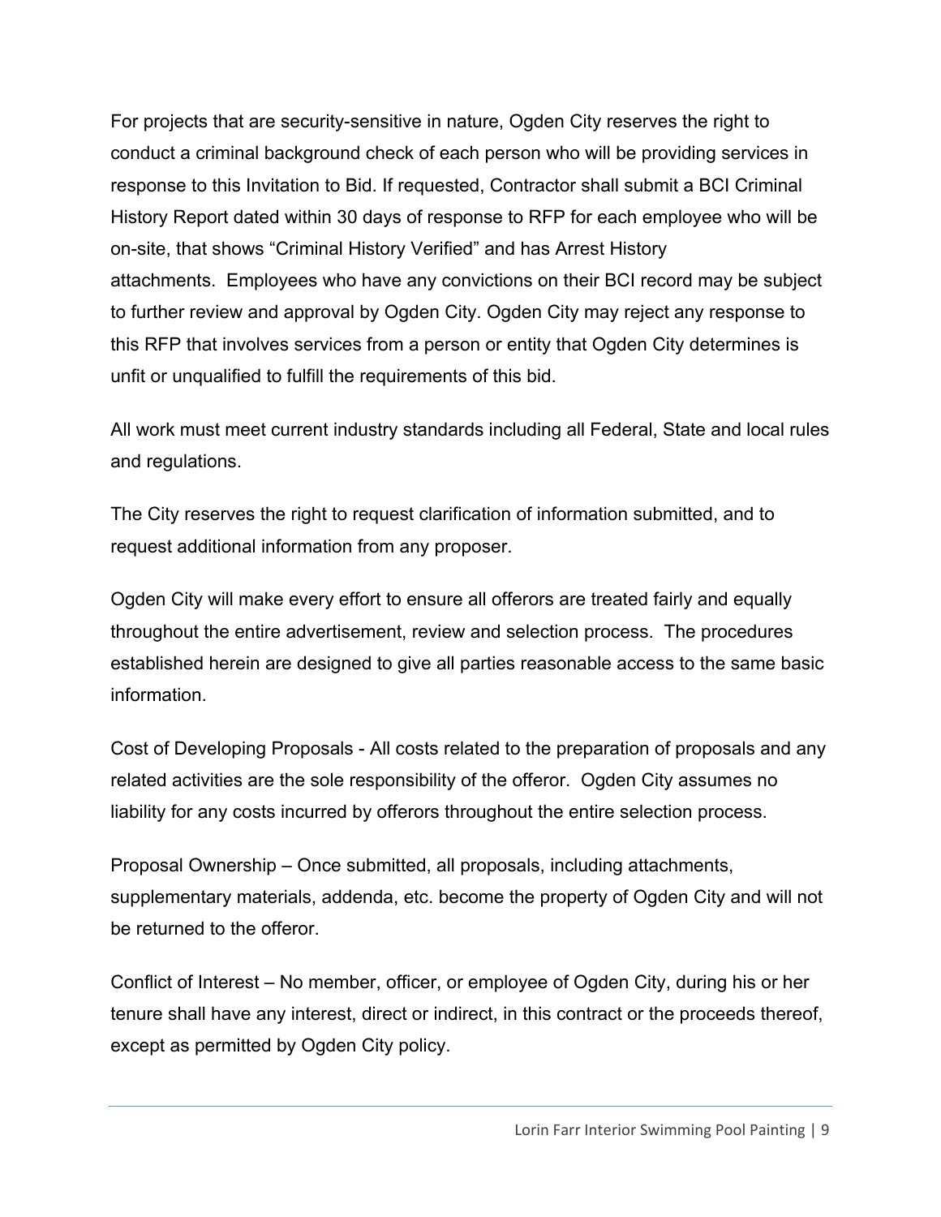For projects that are security-sensitive in nature, Ogden City reserves the right to conduct a criminal background check of each person who will be providing services in response to this Invitation to Bid. If requested, Contractor shall submit a BCI Criminal History Report dated within 30 days of response to RFP for each employee who will be on-site, that shows "Criminal History Verified" and has Arrest History attachments. Employees who have any convictions on their BCI record may be subject to further review and approval by Ogden City. Ogden City may reject any response to this RFP that involves services from a person or entity that Ogden City determines is unfit or unqualified to fulfill the requirements of this bid.

All work must meet current industry standards including all Federal, State and local rules and regulations.

The City reserves the right to request clarification of information submitted, and to request additional information from any proposer.

Ogden City will make every effort to ensure all offerors are treated fairly and equally throughout the entire advertisement, review and selection process. The procedures established herein are designed to give all parties reasonable access to the same basic information.

Cost of Developing Proposals - All costs related to the preparation of proposals and any related activities are the sole responsibility of the offeror. Ogden City assumes no liability for any costs incurred by offerors throughout the entire selection process.

Proposal Ownership – Once submitted, all proposals, including attachments, supplementary materials, addenda, etc. become the property of Ogden City and will not be returned to the offeror.

Conflict of Interest – No member, officer, or employee of Ogden City, during his or her tenure shall have any interest, direct or indirect, in this contract or the proceeds thereof, except as permitted by Ogden City policy.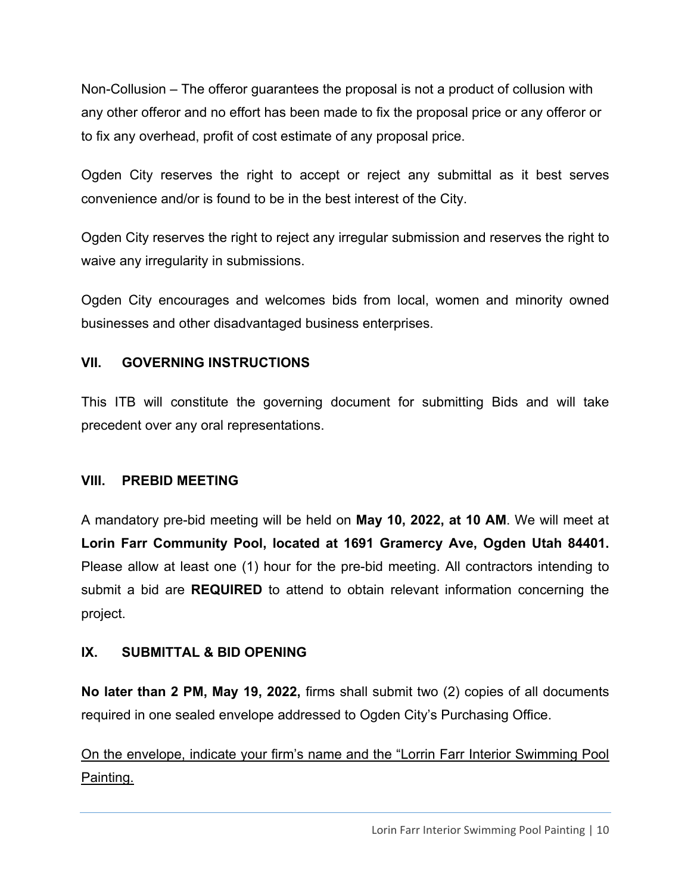Non-Collusion – The offeror guarantees the proposal is not a product of collusion with any other offeror and no effort has been made to fix the proposal price or any offeror or to fix any overhead, profit of cost estimate of any proposal price.

Ogden City reserves the right to accept or reject any submittal as it best serves convenience and/or is found to be in the best interest of the City.

Ogden City reserves the right to reject any irregular submission and reserves the right to waive any irregularity in submissions.

Ogden City encourages and welcomes bids from local, women and minority owned businesses and other disadvantaged business enterprises.

## VII. GOVERNING INSTRUCTIONS

This ITB will constitute the governing document for submitting Bids and will take precedent over any oral representations.

## VIII. PREBID MEETING

A mandatory pre-bid meeting will be held on **May 10, 2022, at 10 AM**. We will meet at **Lorin Farr Community Pool, located at 1691 Gramercy Ave, Ogden Utah 84401.** Please allow at least one (1) hour for the pre-bid meeting. All contractors intending to submit a bid are **REQUIRED** to attend to obtain relevant information concerning the project.

## IX. SUBMITTAL & BID OPENING

**No later than 2 PM, May 19, 2022,** firms shall submit two (2) copies of all documents required in one sealed envelope addressed to Ogden City's Purchasing Office.

<u>On the envelope, indicate your firm's name and the "Lorrin Farr Interior Swimming Pool Painting.</u>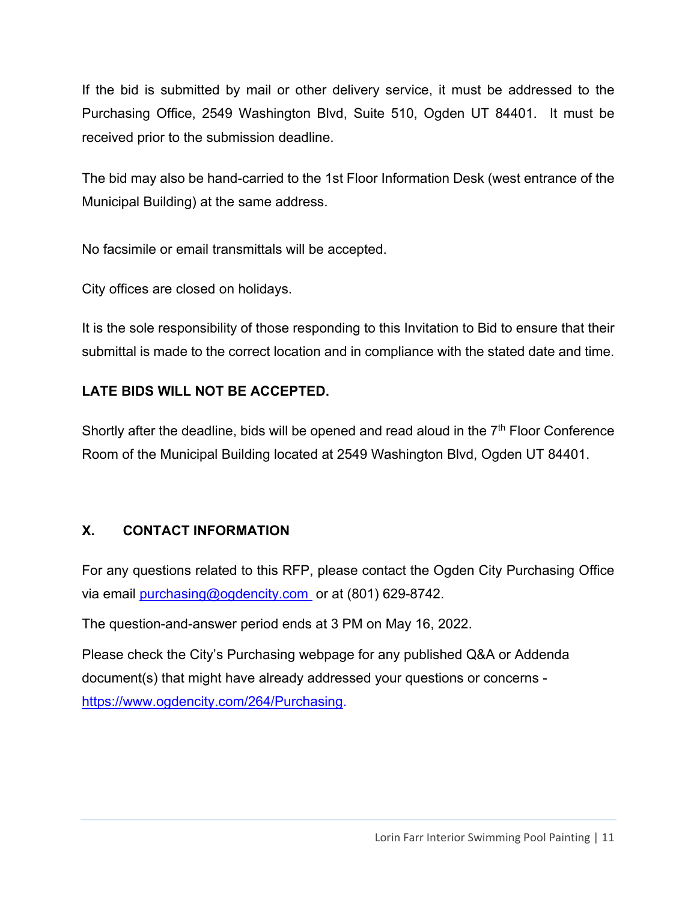If the bid is submitted by mail or other delivery service, it must be addressed to the Purchasing Office, 2549 Washington Blvd, Suite 510, Ogden UT 84401. It must be received prior to the submission deadline.

The bid may also be hand-carried to the 1st Floor Information Desk (west entrance of the Municipal Building) at the same address.

No facsimile or email transmittals will be accepted.

City offices are closed on holidays.

It is the sole responsibility of those responding to this Invitation to Bid to ensure that their submittal is made to the correct location and in compliance with the stated date and time.

**LATE BIDS WILL NOT BE ACCEPTED.**

Shortly after the deadline, bids will be opened and read aloud in the 7th Floor Conference Room of the Municipal Building located at 2549 Washington Blvd, Ogden UT 84401.

## X. CONTACT INFORMATION

For any questions related to this RFP, please contact the Ogden City Purchasing Office via email purchasing@ogdencity.com or at (801) 629-8742.

The question-and-answer period ends at 3 PM on May 16, 2022.

Please check the City's Purchasing webpage for any published Q&A or Addenda document(s) that might have already addressed your questions or concerns - https://www.ogdencity.com/264/Purchasing.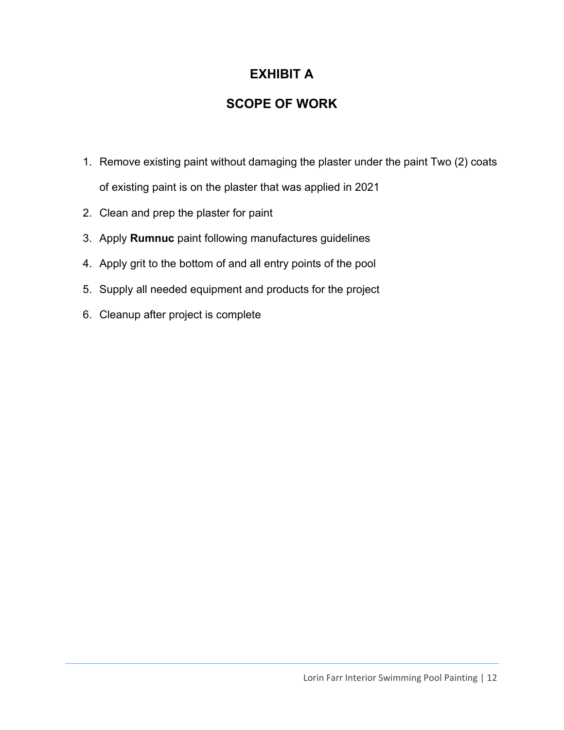# EXHIBIT A

# SCOPE OF WORK

1. Remove existing paint without damaging the plaster under the paint Two (2) coats of existing paint is on the plaster that was applied in 2021
2. Clean and prep the plaster for paint
3. Apply **Rumnuc** paint following manufactures guidelines
4. Apply grit to the bottom of and all entry points of the pool
5. Supply all needed equipment and products for the project
6. Cleanup after project is complete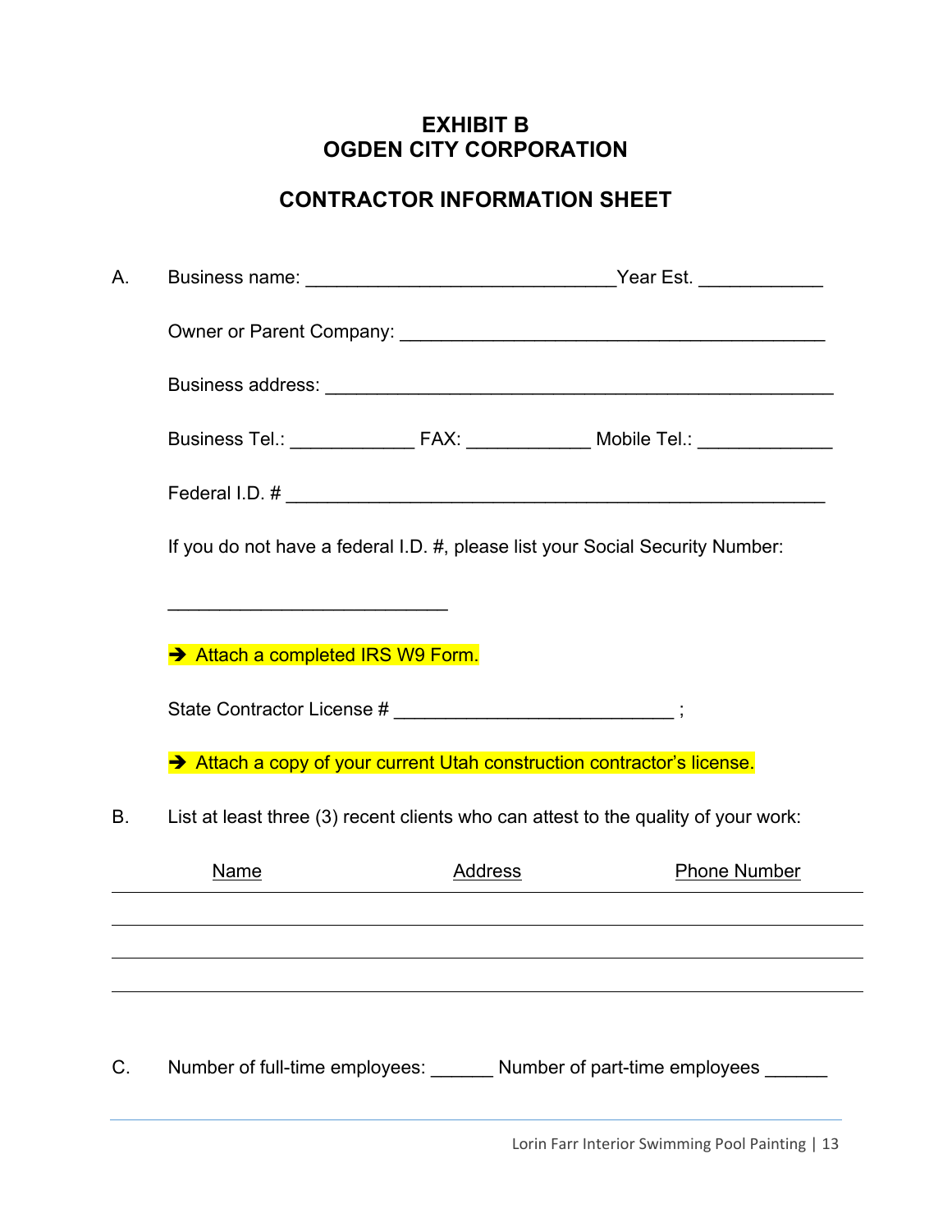## EXHIBIT B
## OGDEN CITY CORPORATION

## CONTRACTOR INFORMATION SHEET

A. Business name: ______________________________Year Est. ____________

Owner or Parent Company: __________________________________________

Business address: __________________________________________________

Business Tel.: ____________ FAX: ____________ Mobile Tel.: _____________

Federal I.D. # _____________________________________________________

If you do not have a federal I.D. #, please list your Social Security Number:

___________________________

➔ Attach a completed IRS W9 Form.

State Contractor License # ___________________________ ;

➔ Attach a copy of your current Utah construction contractor's license.

B. List at least three (3) recent clients who can attest to the quality of your work:

| Name | Address | Phone Number |
|---|---|---|
| | | |
| | | |
| | | |

C. Number of full-time employees: ______ Number of part-time employees ______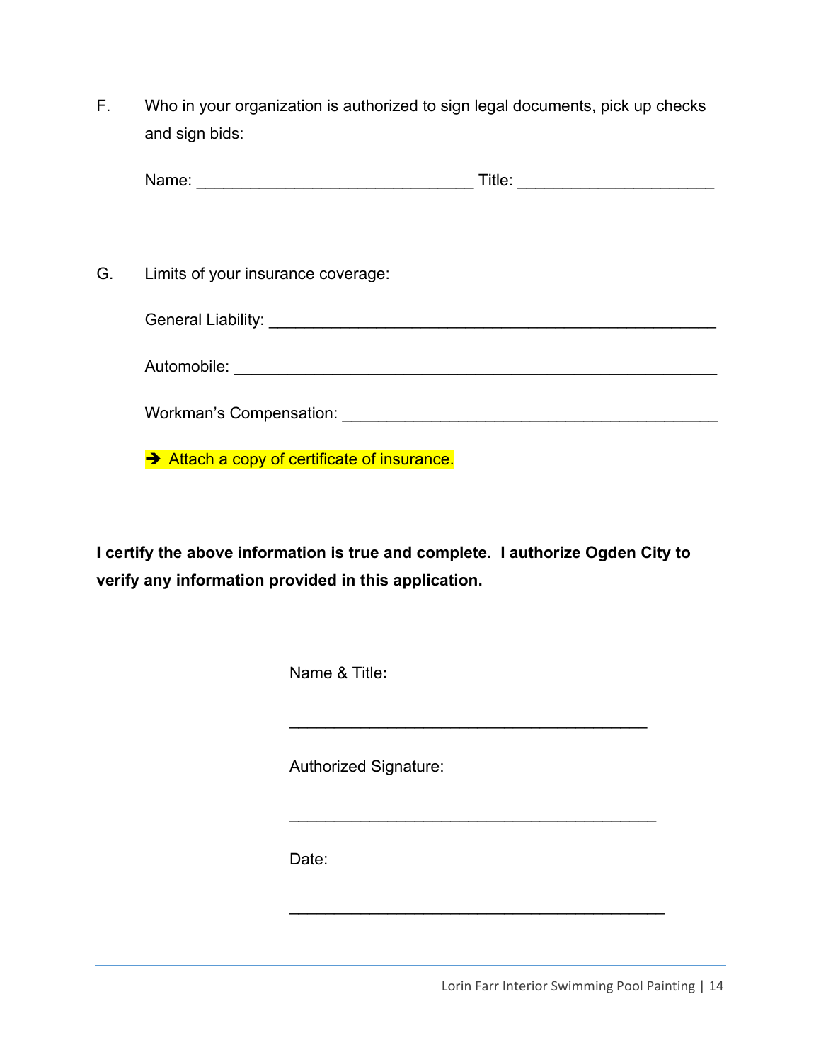F. Who in your organization is authorized to sign legal documents, pick up checks and sign bids:

Name: ______________________________ Title: _____________________

G. Limits of your insurance coverage:

General Liability: ________________________________________________

Automobile: ____________________________________________________

Workman's Compensation: __________________________________________

➔ Attach a copy of certificate of insurance.

**I certify the above information is true and complete. I authorize Ogden City to verify any information provided in this application.**

Name & Title**:**

_______________________________________

Authorized Signature:

_______________________________________

Date:

_______________________________________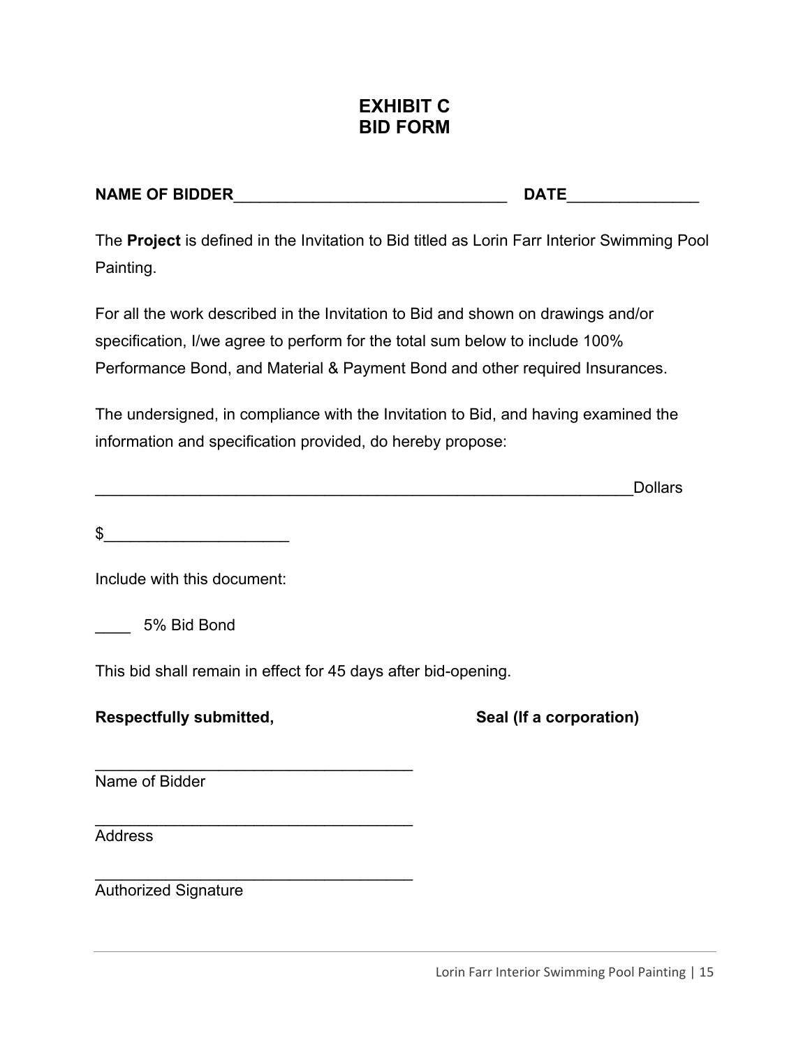# EXHIBIT C
# BID FORM

**NAME OF BIDDER**_______________________________ **DATE**_______________

The **Project** is defined in the Invitation to Bid titled as Lorin Farr Interior Swimming Pool Painting.

For all the work described in the Invitation to Bid and shown on drawings and/or specification, I/we agree to perform for the total sum below to include 100% Performance Bond, and Material & Payment Bond and other required Insurances.

The undersigned, in compliance with the Invitation to Bid, and having examined the information and specification provided, do hereby propose:

______________________________________________________________Dollars

$_____________________

Include with this document:

____ 5% Bid Bond

This bid shall remain in effect for 45 days after bid-opening.

**Respectfully submitted,** **Seal (If a corporation)**

_____________________________________
Name of Bidder

_____________________________________
Address

_____________________________________
Authorized Signature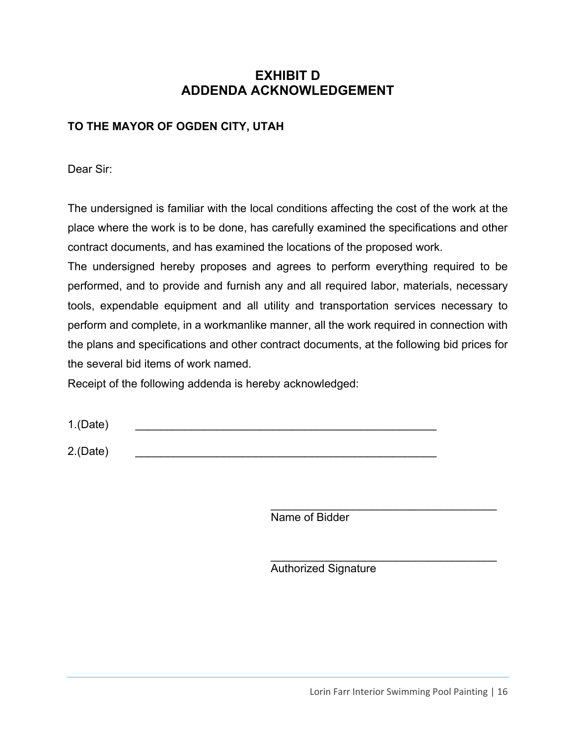# EXHIBIT D
# ADDENDA ACKNOWLEDGEMENT

**TO THE MAYOR OF OGDEN CITY, UTAH**

Dear Sir:

The undersigned is familiar with the local conditions affecting the cost of the work at the place where the work is to be done, has carefully examined the specifications and other contract documents, and has examined the locations of the proposed work.

The undersigned hereby proposes and agrees to perform everything required to be performed, and to provide and furnish any and all required labor, materials, necessary tools, expendable equipment and all utility and transportation services necessary to perform and complete, in a workmanlike manner, all the work required in connection with the plans and specifications and other contract documents, at the following bid prices for the several bid items of work named.

Receipt of the following addenda is hereby acknowledged:

1.(Date) ______________________________________________

2.(Date) ______________________________________________

____________________________________
Name of Bidder

____________________________________
Authorized Signature